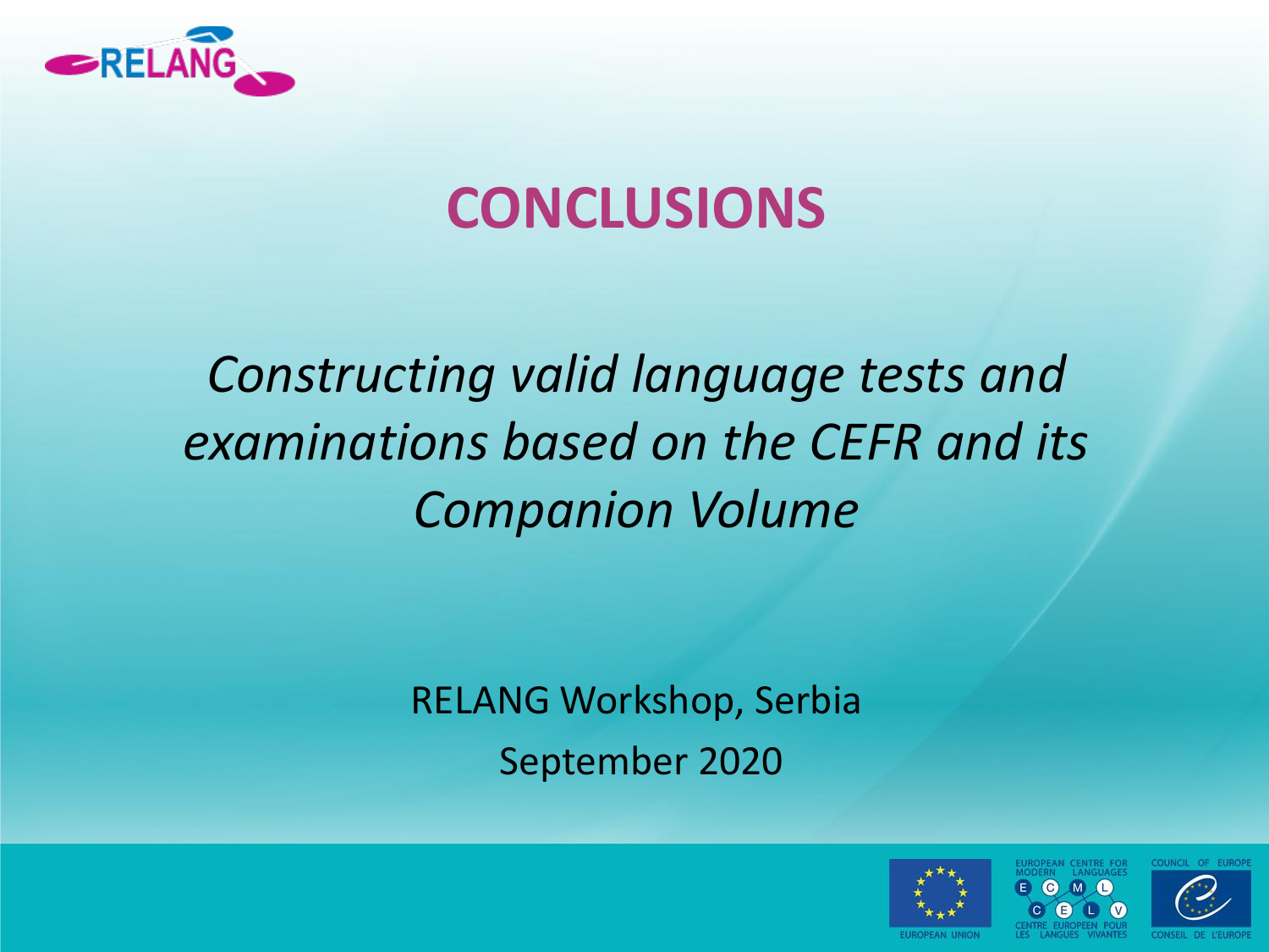# CONCLUSIONS

*Constructing valid language tests and examinations based on the CEFR and its Companion Volume*

RELANG Workshop, Serbia

September 2020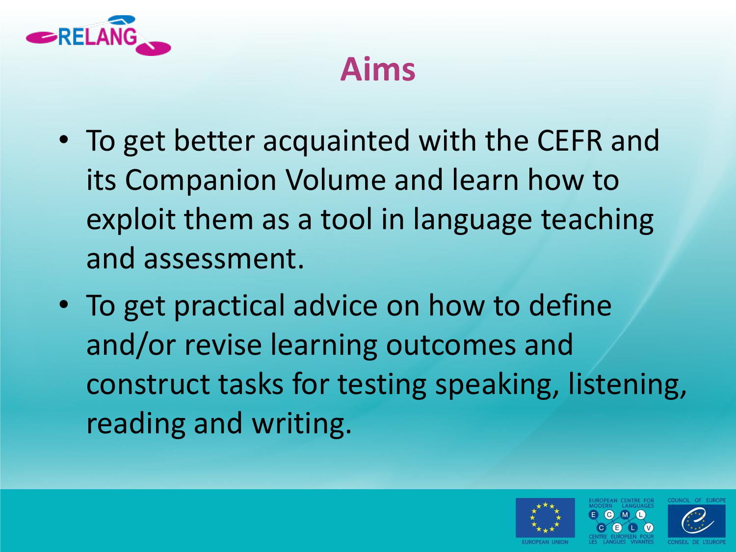# Aims

- To get better acquainted with the CEFR and its Companion Volume and learn how to exploit them as a tool in language teaching and assessment.
- To get practical advice on how to define and/or revise learning outcomes and construct tasks for testing speaking, listening, reading and writing.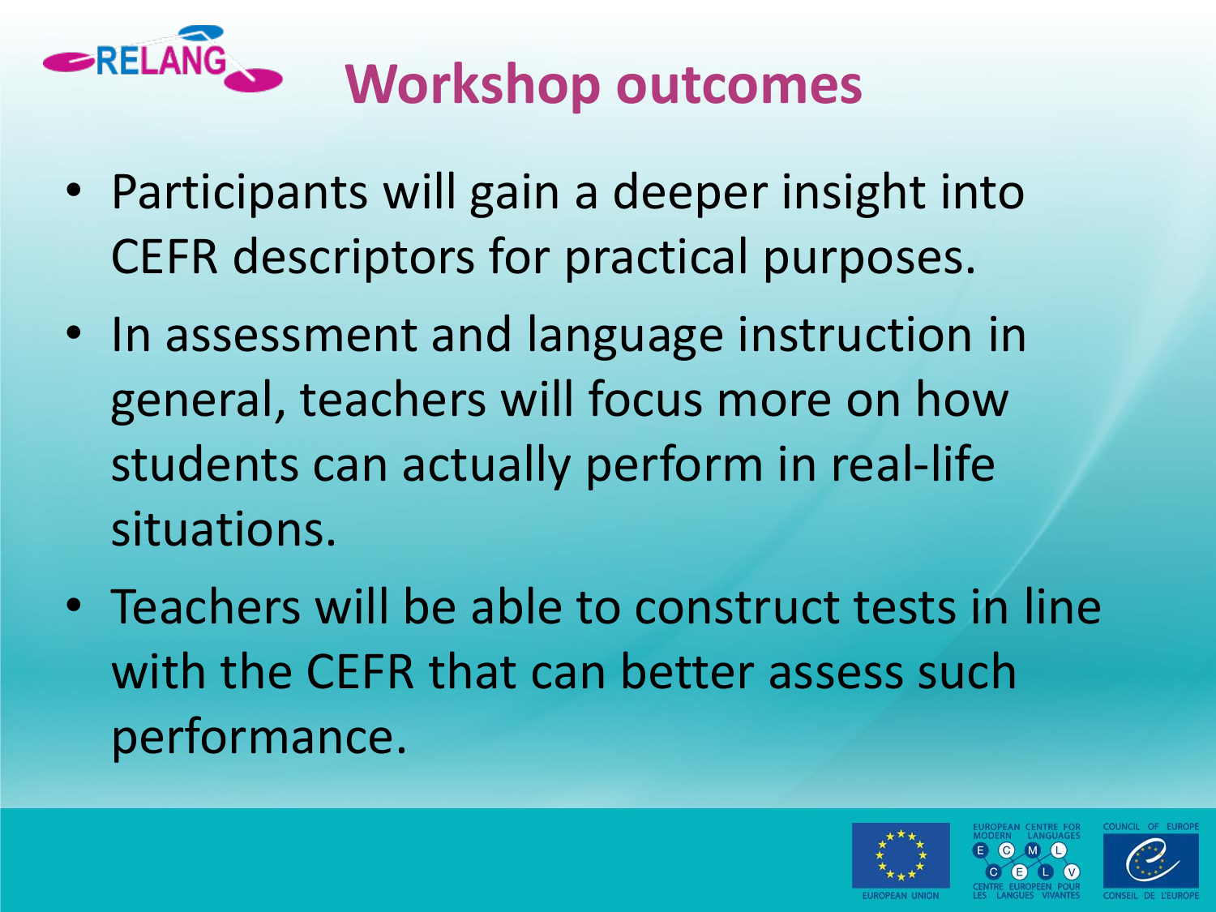# Workshop outcomes

- Participants will gain a deeper insight into CEFR descriptors for practical purposes.
- In assessment and language instruction in general, teachers will focus more on how students can actually perform in real-life situations.
- Teachers will be able to construct tests in line with the CEFR that can better assess such performance.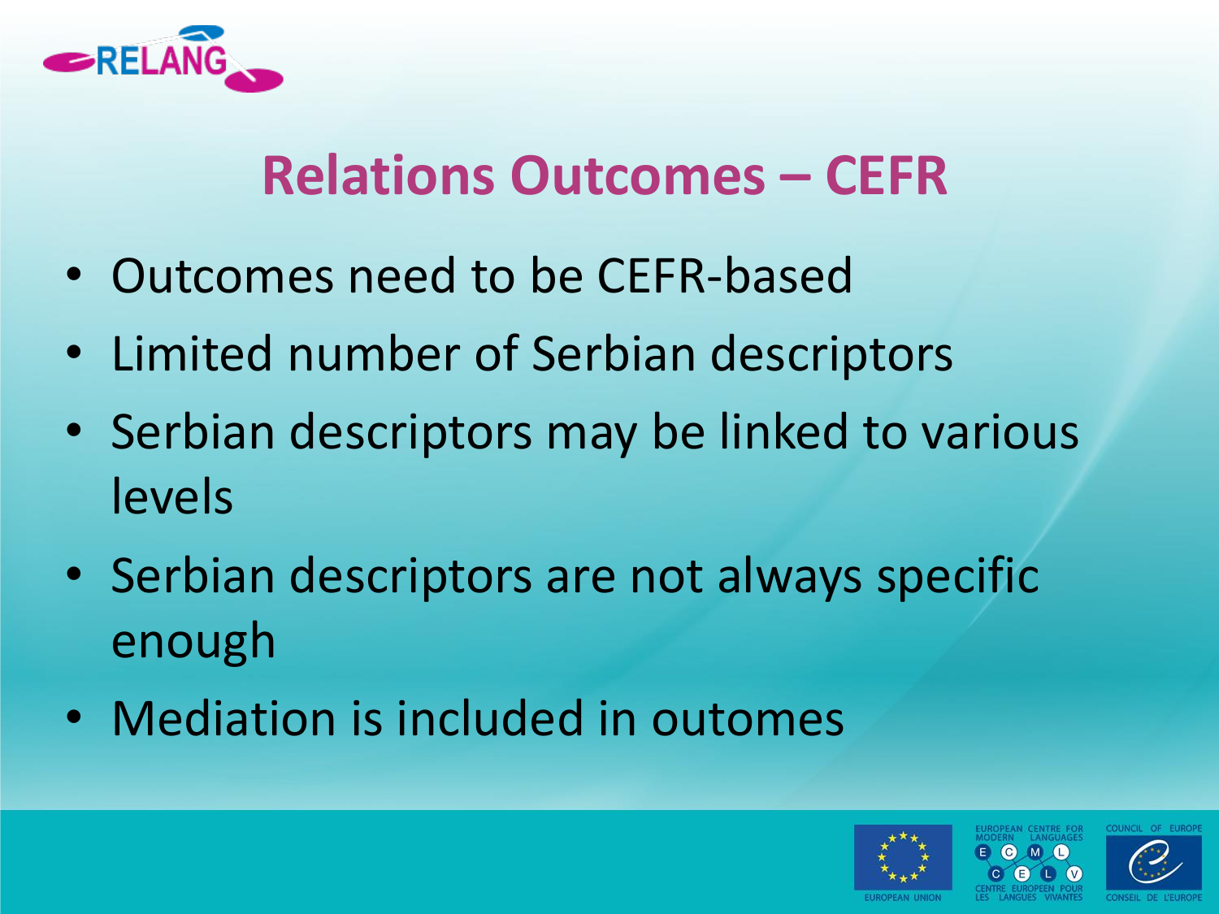# Relations Outcomes – CEFR

- Outcomes need to be CEFR-based
- Limited number of Serbian descriptors
- Serbian descriptors may be linked to various levels
- Serbian descriptors are not always specific enough
- Mediation is included in outomes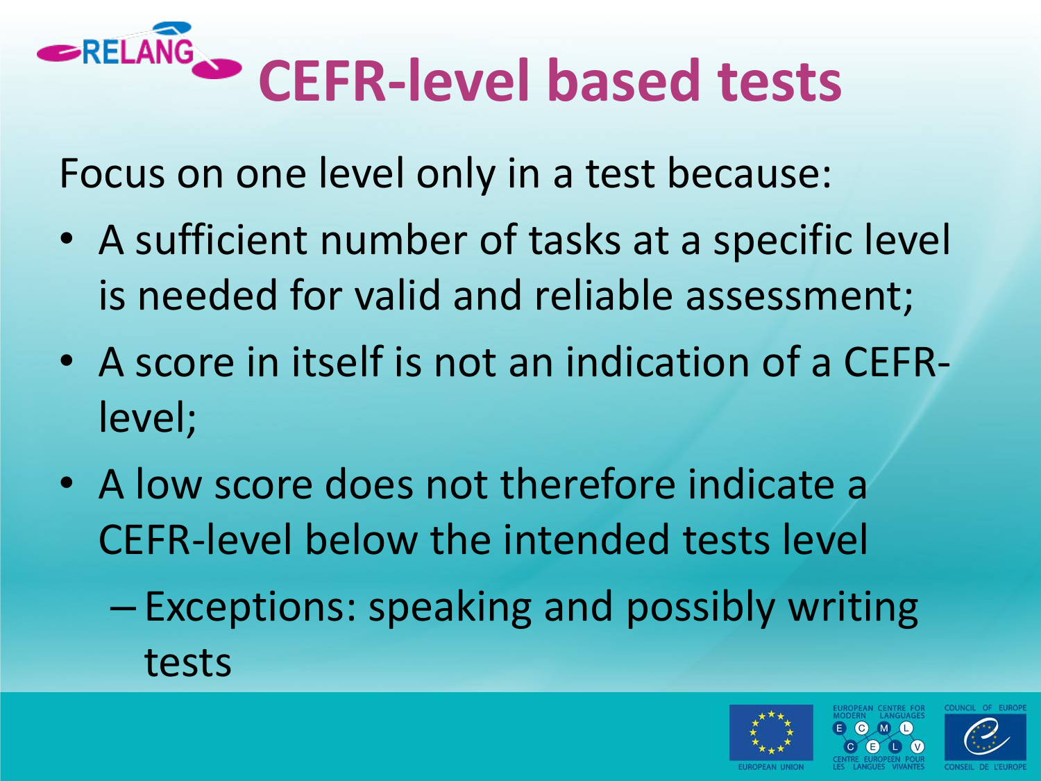# CEFR-level based tests

Focus on one level only in a test because:

- A sufficient number of tasks at a specific level is needed for valid and reliable assessment;
- A score in itself is not an indication of a CEFR-level;
- A low score does not therefore indicate a CEFR-level below the intended tests level
  - Exceptions: speaking and possibly writing tests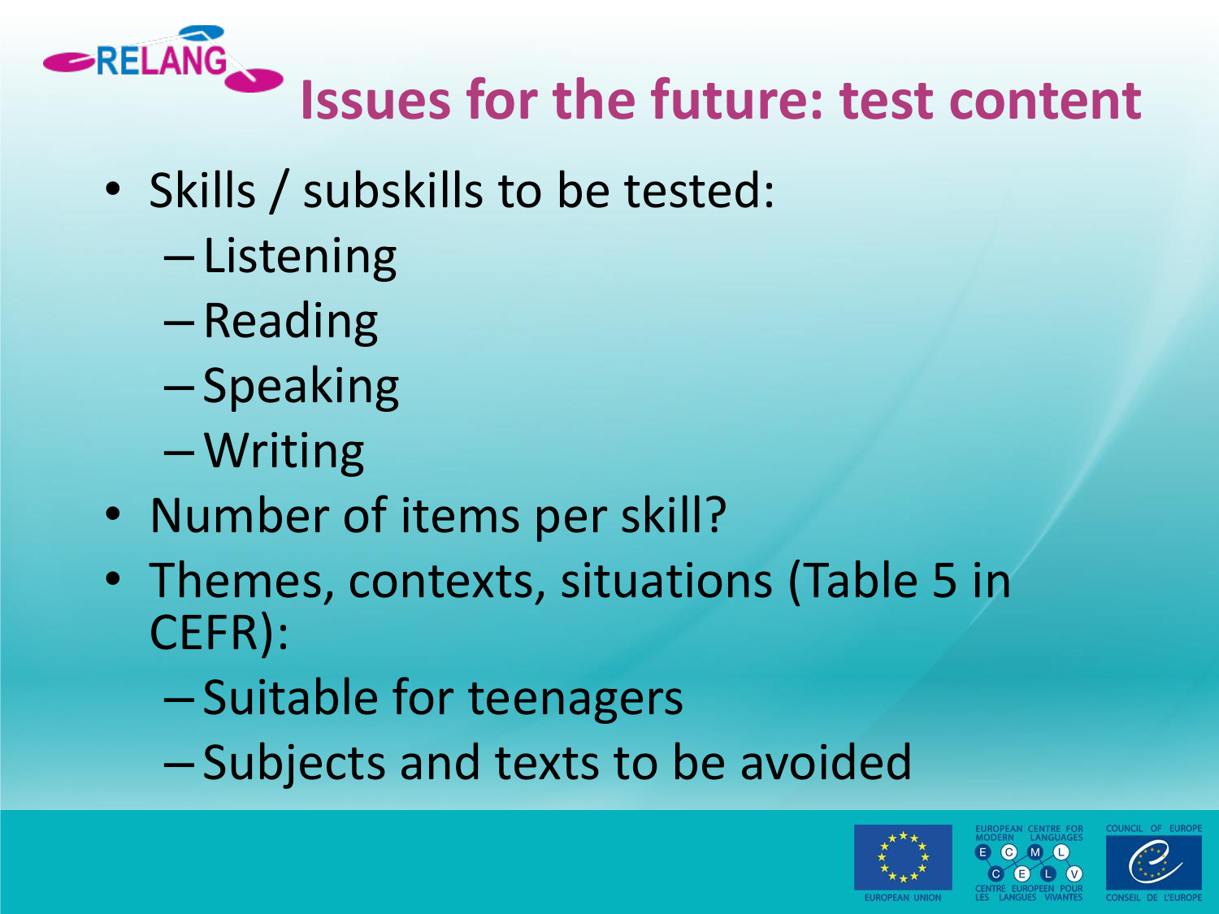# Issues for the future: test content

- Skills / subskills to be tested:
  - Listening
  - Reading
  - Speaking
  - Writing
- Number of items per skill?
- Themes, contexts, situations (Table 5 in CEFR):
  - Suitable for teenagers
  - Subjects and texts to be avoided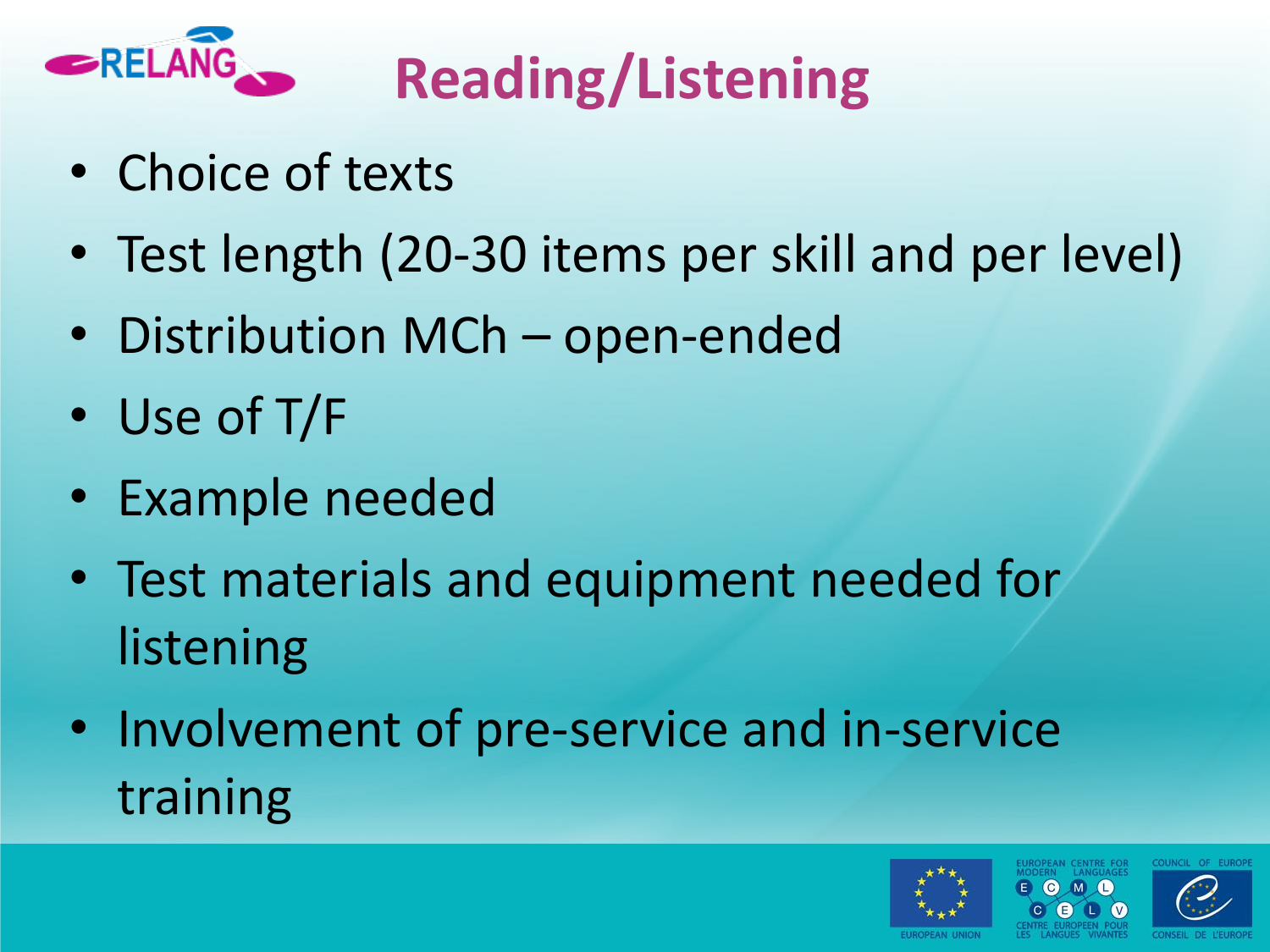# Reading/Listening

- Choice of texts
- Test length (20-30 items per skill and per level)
- Distribution MCh – open-ended
- Use of T/F
- Example needed
- Test materials and equipment needed for listening
- Involvement of pre-service and in-service training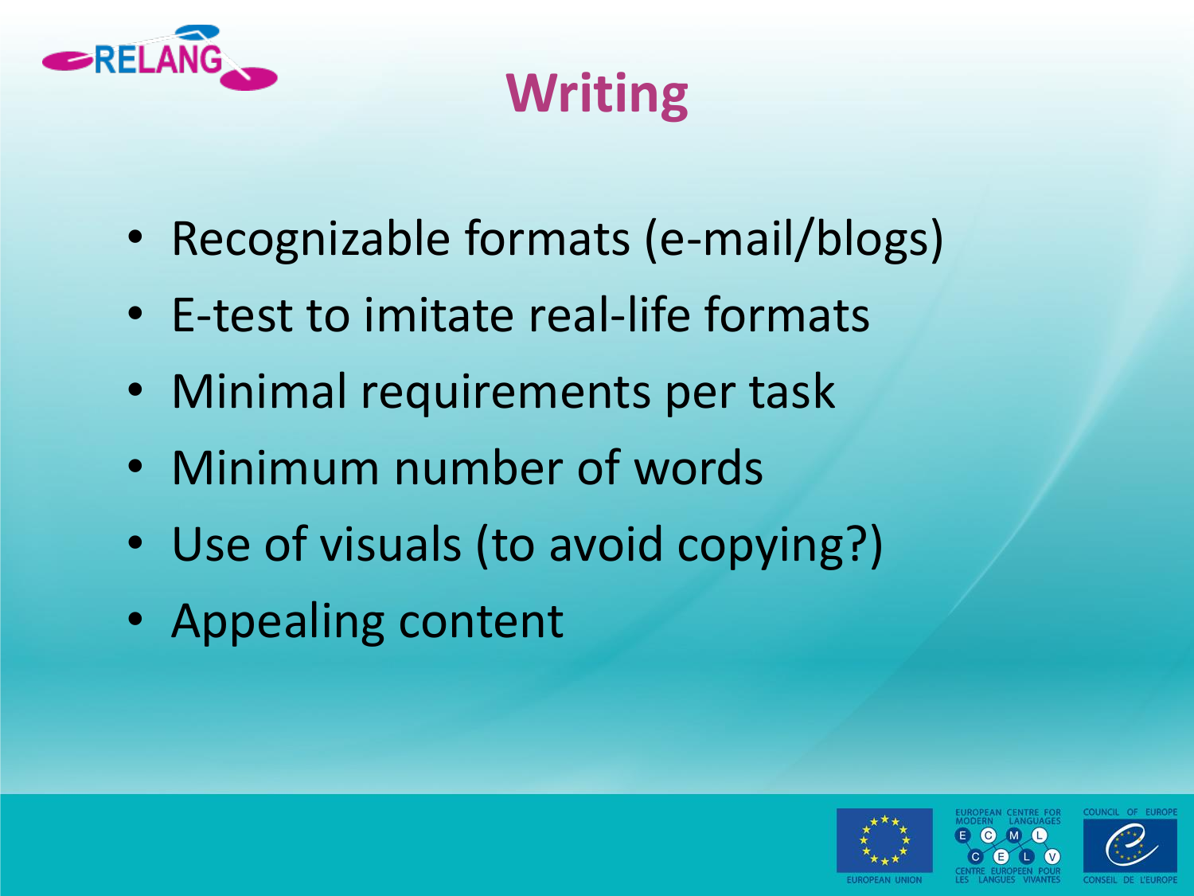# Writing

- Recognizable formats (e-mail/blogs)
- E-test to imitate real-life formats
- Minimal requirements per task
- Minimum number of words
- Use of visuals (to avoid copying?)
- Appealing content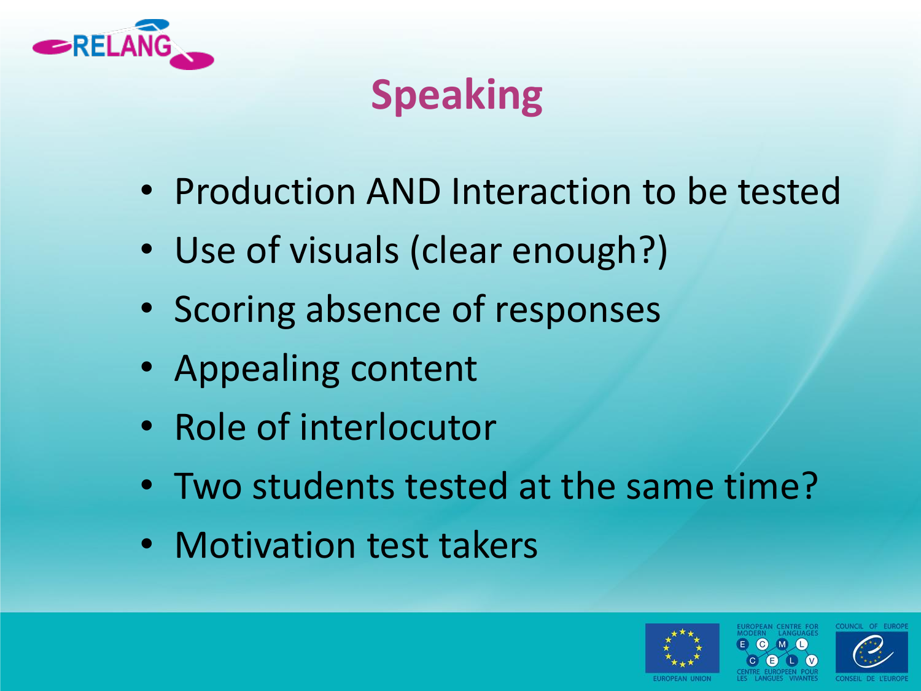# Speaking

- Production AND Interaction to be tested
- Use of visuals (clear enough?)
- Scoring absence of responses
- Appealing content
- Role of interlocutor
- Two students tested at the same time?
- Motivation test takers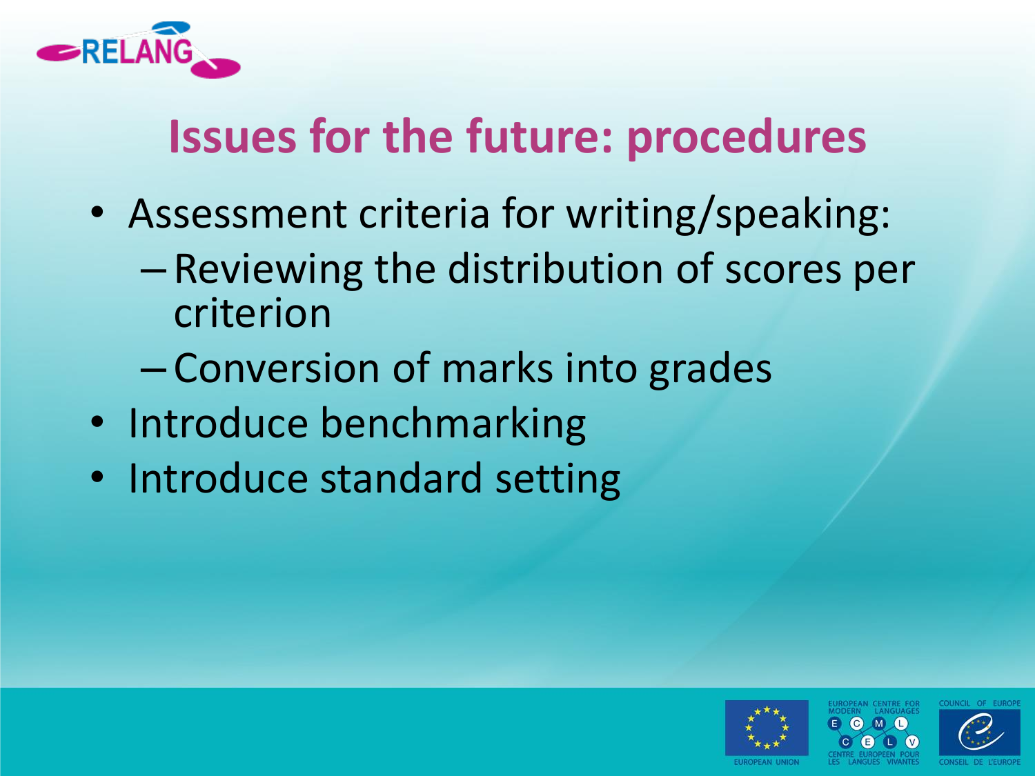# Issues for the future: procedures

- Assessment criteria for writing/speaking:
  - Reviewing the distribution of scores per criterion
  - Conversion of marks into grades
- Introduce benchmarking
- Introduce standard setting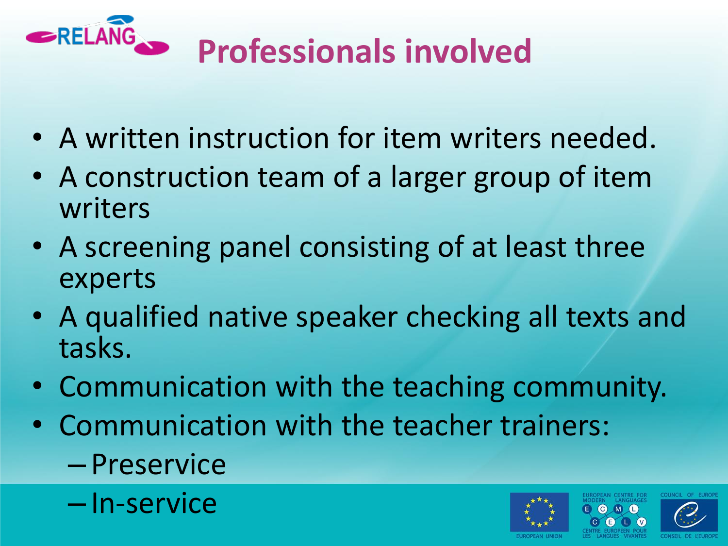# Professionals involved

- A written instruction for item writers needed.
- A construction team of a larger group of item writers
- A screening panel consisting of at least three experts
- A qualified native speaker checking all texts and tasks.
- Communication with the teaching community.
- Communication with the teacher trainers:
  - Preservice
  - In-service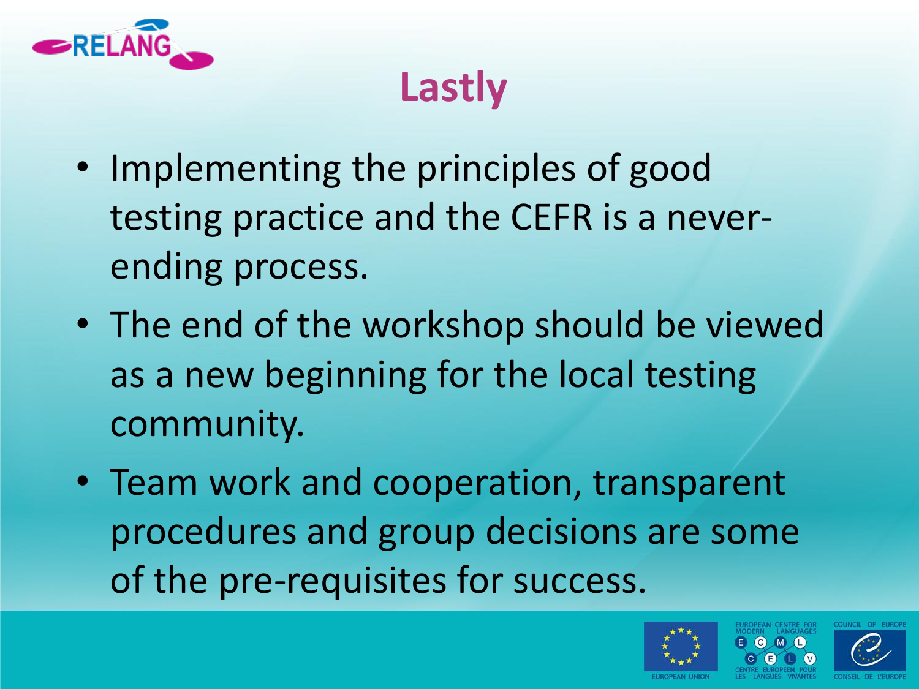# Lastly

- Implementing the principles of good testing practice and the CEFR is a never-ending process.
- The end of the workshop should be viewed as a new beginning for the local testing community.
- Team work and cooperation, transparent procedures and group decisions are some of the pre-requisites for success.